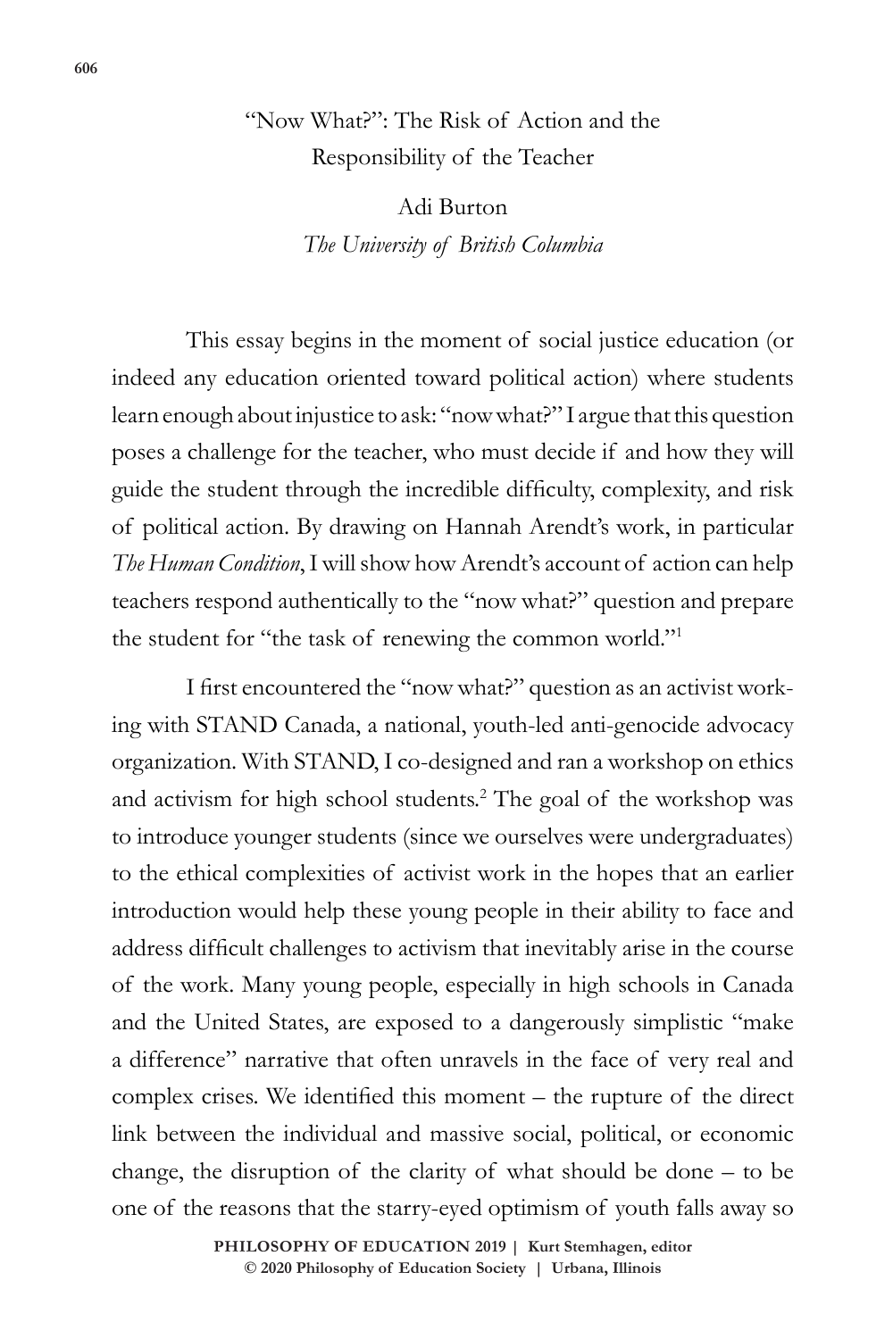# "Now What?": The Risk of Action and the Responsibility of the Teacher

Adi Burton
*The University of British Columbia*

This essay begins in the moment of social justice education (or indeed any education oriented toward political action) where students learn enough about injustice to ask: "now what?" I argue that this question poses a challenge for the teacher, who must decide if and how they will guide the student through the incredible difficulty, complexity, and risk of political action. By drawing on Hannah Arendt's work, in particular *The Human Condition*, I will show how Arendt's account of action can help teachers respond authentically to the "now what?" question and prepare the student for "the task of renewing the common world."[1]

I first encountered the "now what?" question as an activist working with STAND Canada, a national, youth-led anti-genocide advocacy organization. With STAND, I co-designed and ran a workshop on ethics and activism for high school students.[2] The goal of the workshop was to introduce younger students (since we ourselves were undergraduates) to the ethical complexities of activist work in the hopes that an earlier introduction would help these young people in their ability to face and address difficult challenges to activism that inevitably arise in the course of the work. Many young people, especially in high schools in Canada and the United States, are exposed to a dangerously simplistic "make a difference" narrative that often unravels in the face of very real and complex crises. We identified this moment – the rupture of the direct link between the individual and massive social, political, or economic change, the disruption of the clarity of what should be done – to be one of the reasons that the starry-eyed optimism of youth falls away so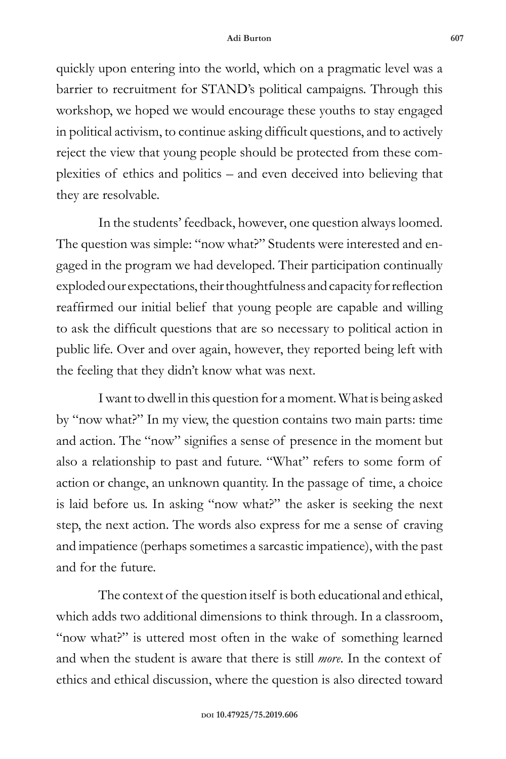quickly upon entering into the world, which on a pragmatic level was a barrier to recruitment for STAND's political campaigns. Through this workshop, we hoped we would encourage these youths to stay engaged in political activism, to continue asking difficult questions, and to actively reject the view that young people should be protected from these complexities of ethics and politics – and even deceived into believing that they are resolvable.

In the students' feedback, however, one question always loomed. The question was simple: "now what?" Students were interested and engaged in the program we had developed. Their participation continually exploded our expectations, their thoughtfulness and capacity for reflection reaffirmed our initial belief that young people are capable and willing to ask the difficult questions that are so necessary to political action in public life. Over and over again, however, they reported being left with the feeling that they didn't know what was next.

I want to dwell in this question for a moment. What is being asked by "now what?" In my view, the question contains two main parts: time and action. The "now" signifies a sense of presence in the moment but also a relationship to past and future. "What" refers to some form of action or change, an unknown quantity. In the passage of time, a choice is laid before us. In asking "now what?" the asker is seeking the next step, the next action. The words also express for me a sense of craving and impatience (perhaps sometimes a sarcastic impatience), with the past and for the future.

The context of the question itself is both educational and ethical, which adds two additional dimensions to think through. In a classroom, "now what?" is uttered most often in the wake of something learned and when the student is aware that there is still *more*. In the context of ethics and ethical discussion, where the question is also directed toward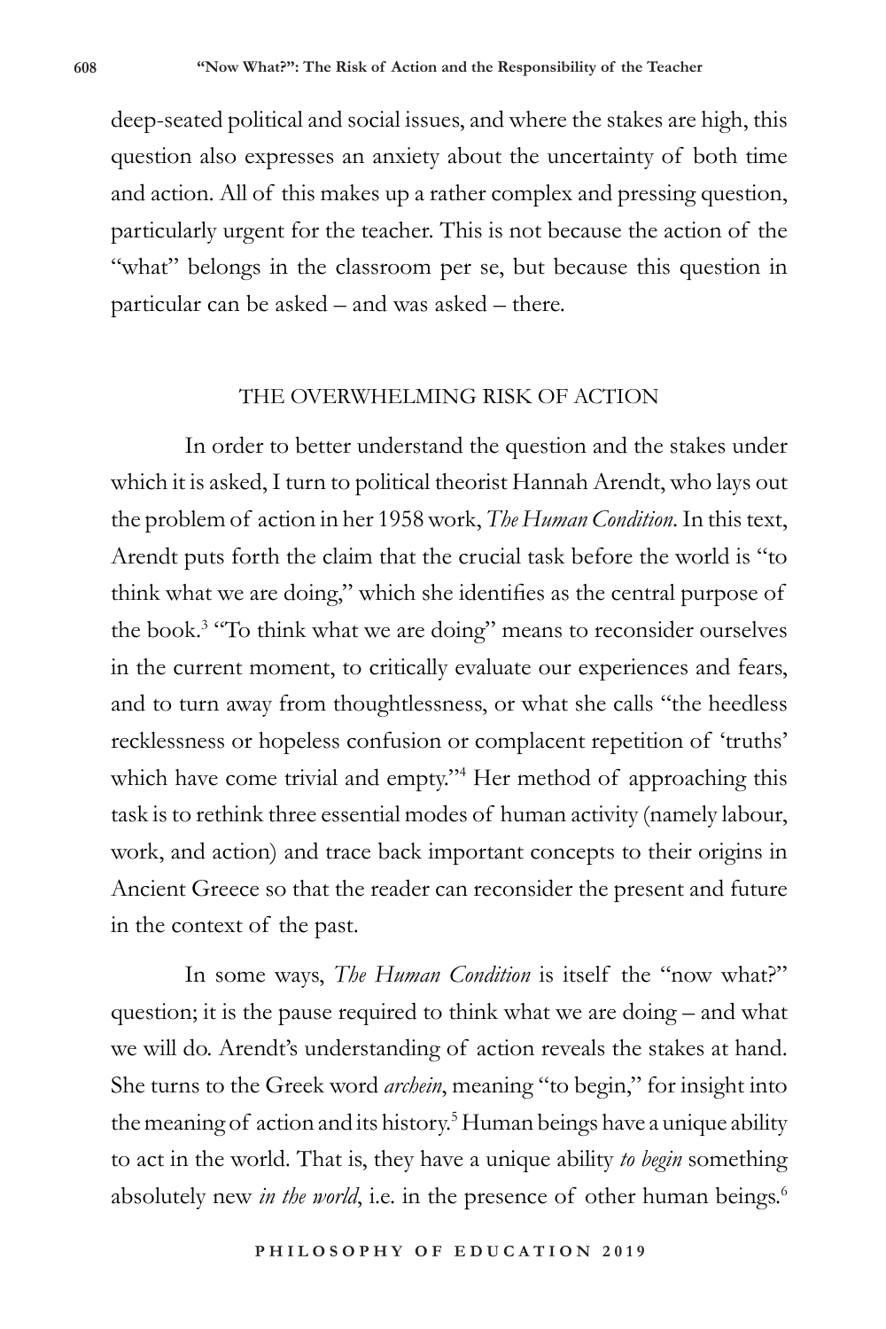deep-seated political and social issues, and where the stakes are high, this question also expresses an anxiety about the uncertainty of both time and action. All of this makes up a rather complex and pressing question, particularly urgent for the teacher. This is not because the action of the "what" belongs in the classroom per se, but because this question in particular can be asked – and was asked – there.

## THE OVERWHELMING RISK OF ACTION

In order to better understand the question and the stakes under which it is asked, I turn to political theorist Hannah Arendt, who lays out the problem of action in her 1958 work, *The Human Condition*. In this text, Arendt puts forth the claim that the crucial task before the world is "to think what we are doing," which she identifies as the central purpose of the book.[3] "To think what we are doing" means to reconsider ourselves in the current moment, to critically evaluate our experiences and fears, and to turn away from thoughtlessness, or what she calls "the heedless recklessness or hopeless confusion or complacent repetition of 'truths' which have come trivial and empty."[4] Her method of approaching this task is to rethink three essential modes of human activity (namely labour, work, and action) and trace back important concepts to their origins in Ancient Greece so that the reader can reconsider the present and future in the context of the past.

In some ways, *The Human Condition* is itself the "now what?" question; it is the pause required to think what we are doing – and what we will do. Arendt's understanding of action reveals the stakes at hand. She turns to the Greek word *archein*, meaning "to begin," for insight into the meaning of action and its history.[5] Human beings have a unique ability to act in the world. That is, they have a unique ability *to begin* something absolutely new *in the world*, i.e. in the presence of other human beings.[6]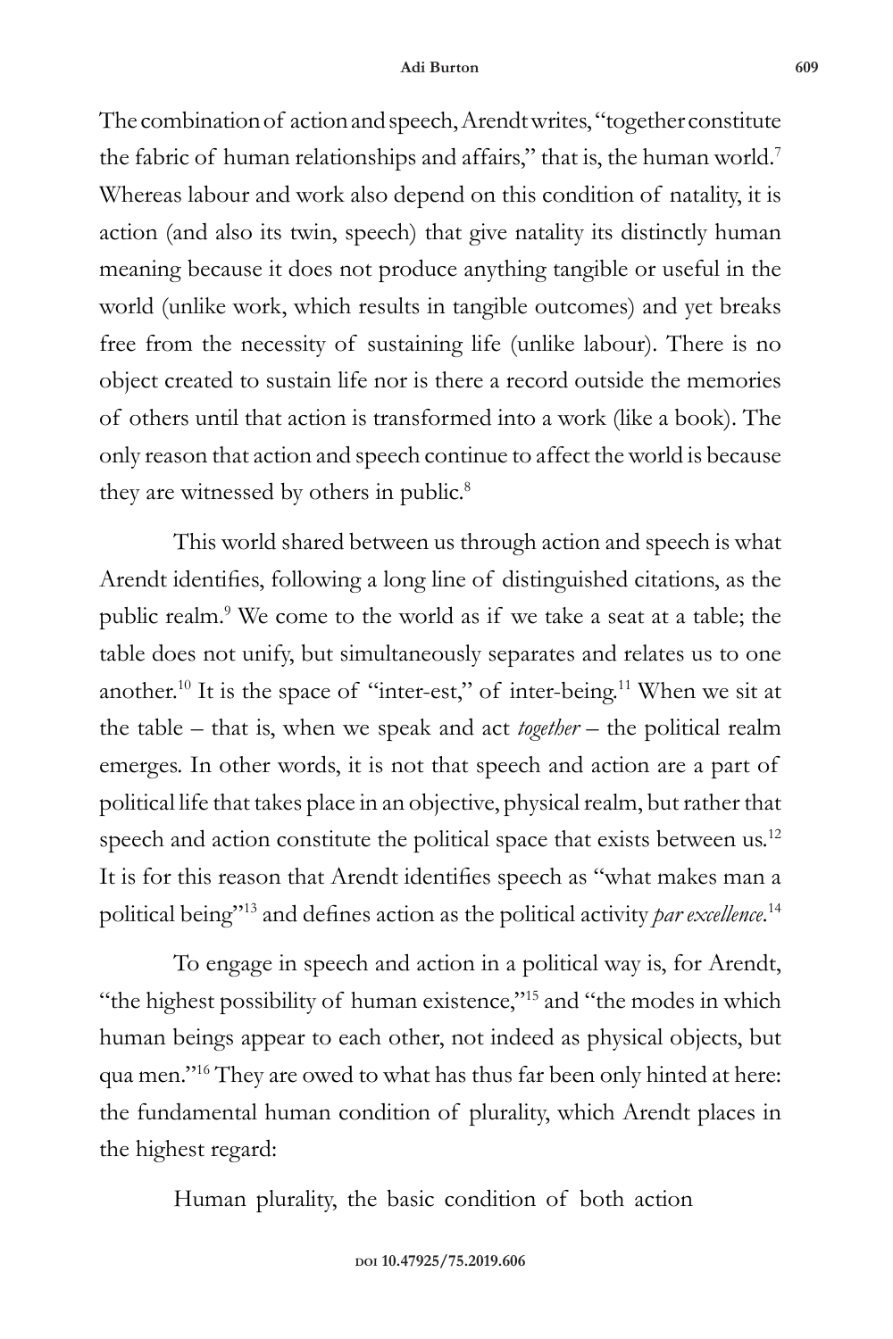The combination of action and speech, Arendt writes, "together constitute the fabric of human relationships and affairs," that is, the human world.[7] Whereas labour and work also depend on this condition of natality, it is action (and also its twin, speech) that give natality its distinctly human meaning because it does not produce anything tangible or useful in the world (unlike work, which results in tangible outcomes) and yet breaks free from the necessity of sustaining life (unlike labour). There is no object created to sustain life nor is there a record outside the memories of others until that action is transformed into a work (like a book). The only reason that action and speech continue to affect the world is because they are witnessed by others in public.[8]

This world shared between us through action and speech is what Arendt identifies, following a long line of distinguished citations, as the public realm.[9] We come to the world as if we take a seat at a table; the table does not unify, but simultaneously separates and relates us to one another.[10] It is the space of "inter-est," of inter-being.[11] When we sit at the table – that is, when we speak and act *together* – the political realm emerges. In other words, it is not that speech and action are a part of political life that takes place in an objective, physical realm, but rather that speech and action constitute the political space that exists between us.[12] It is for this reason that Arendt identifies speech as "what makes man a political being"[13] and defines action as the political activity *par excellence*.[14]

To engage in speech and action in a political way is, for Arendt, "the highest possibility of human existence,"[15] and "the modes in which human beings appear to each other, not indeed as physical objects, but qua men."[16] They are owed to what has thus far been only hinted at here: the fundamental human condition of plurality, which Arendt places in the highest regard:

> Human plurality, the basic condition of both action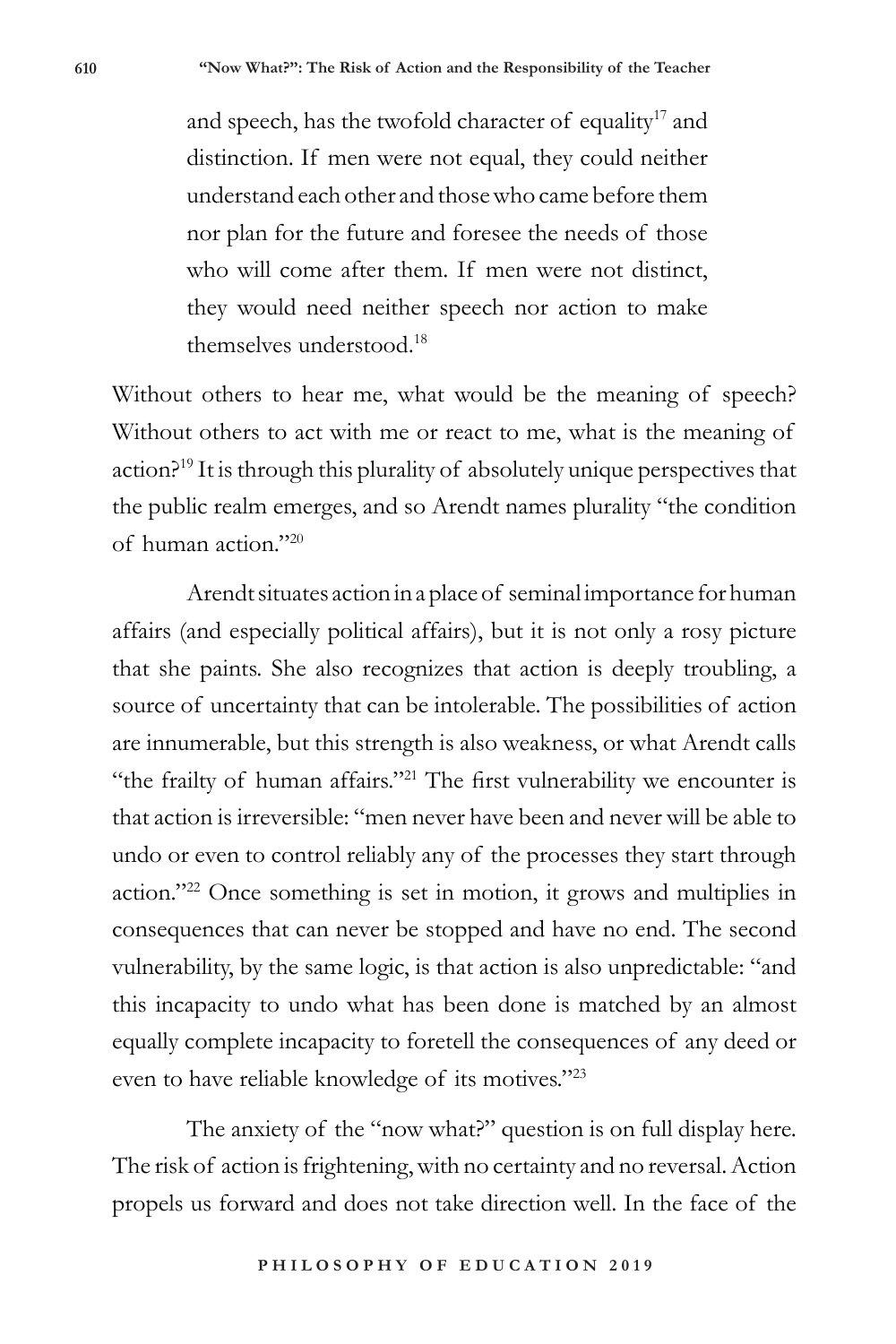> and speech, has the twofold character of equality[17] and distinction. If men were not equal, they could neither understand each other and those who came before them nor plan for the future and foresee the needs of those who will come after them. If men were not distinct, they would need neither speech nor action to make themselves understood.[18]

Without others to hear me, what would be the meaning of speech? Without others to act with me or react to me, what is the meaning of action?[19] It is through this plurality of absolutely unique perspectives that the public realm emerges, and so Arendt names plurality "the condition of human action."[20]

Arendt situates action in a place of seminal importance for human affairs (and especially political affairs), but it is not only a rosy picture that she paints. She also recognizes that action is deeply troubling, a source of uncertainty that can be intolerable. The possibilities of action are innumerable, but this strength is also weakness, or what Arendt calls "the frailty of human affairs."[21] The first vulnerability we encounter is that action is irreversible: "men never have been and never will be able to undo or even to control reliably any of the processes they start through action."[22] Once something is set in motion, it grows and multiplies in consequences that can never be stopped and have no end. The second vulnerability, by the same logic, is that action is also unpredictable: "and this incapacity to undo what has been done is matched by an almost equally complete incapacity to foretell the consequences of any deed or even to have reliable knowledge of its motives."[23]

The anxiety of the "now what?" question is on full display here. The risk of action is frightening, with no certainty and no reversal. Action propels us forward and does not take direction well. In the face of the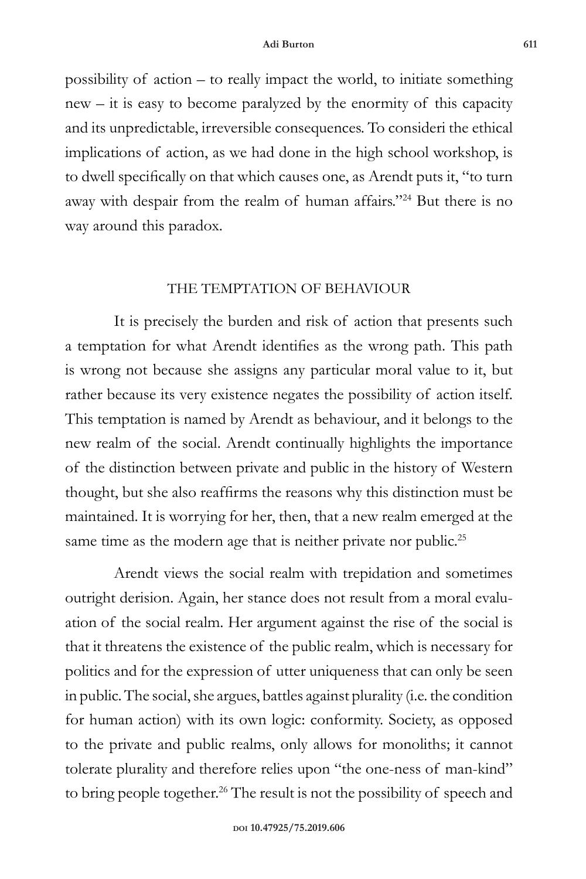possibility of action – to really impact the world, to initiate something new – it is easy to become paralyzed by the enormity of this capacity and its unpredictable, irreversible consequences. To consideri the ethical implications of action, as we had done in the high school workshop, is to dwell specifically on that which causes one, as Arendt puts it, "to turn away with despair from the realm of human affairs."[24] But there is no way around this paradox.

## THE TEMPTATION OF BEHAVIOUR

It is precisely the burden and risk of action that presents such a temptation for what Arendt identifies as the wrong path. This path is wrong not because she assigns any particular moral value to it, but rather because its very existence negates the possibility of action itself. This temptation is named by Arendt as behaviour, and it belongs to the new realm of the social. Arendt continually highlights the importance of the distinction between private and public in the history of Western thought, but she also reaffirms the reasons why this distinction must be maintained. It is worrying for her, then, that a new realm emerged at the same time as the modern age that is neither private nor public.[25]

Arendt views the social realm with trepidation and sometimes outright derision. Again, her stance does not result from a moral evaluation of the social realm. Her argument against the rise of the social is that it threatens the existence of the public realm, which is necessary for politics and for the expression of utter uniqueness that can only be seen in public. The social, she argues, battles against plurality (i.e. the condition for human action) with its own logic: conformity. Society, as opposed to the private and public realms, only allows for monoliths; it cannot tolerate plurality and therefore relies upon "the one-ness of man-kind" to bring people together.[26] The result is not the possibility of speech and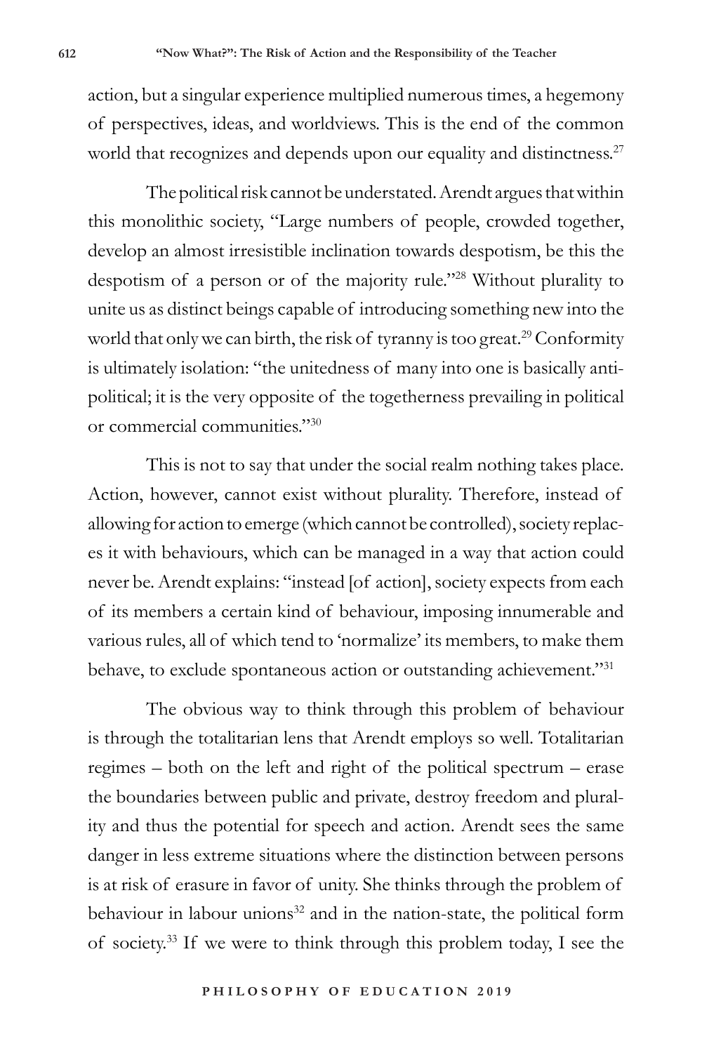action, but a singular experience multiplied numerous times, a hegemony of perspectives, ideas, and worldviews. This is the end of the common world that recognizes and depends upon our equality and distinctness.[27]

The political risk cannot be understated. Arendt argues that within this monolithic society, "Large numbers of people, crowded together, develop an almost irresistible inclination towards despotism, be this the despotism of a person or of the majority rule."[28] Without plurality to unite us as distinct beings capable of introducing something new into the world that only we can birth, the risk of tyranny is too great.[29] Conformity is ultimately isolation: "the unitedness of many into one is basically anti-political; it is the very opposite of the togetherness prevailing in political or commercial communities."[30]

This is not to say that under the social realm nothing takes place. Action, however, cannot exist without plurality. Therefore, instead of allowing for action to emerge (which cannot be controlled), society replaces it with behaviours, which can be managed in a way that action could never be. Arendt explains: "instead [of action], society expects from each of its members a certain kind of behaviour, imposing innumerable and various rules, all of which tend to 'normalize' its members, to make them behave, to exclude spontaneous action or outstanding achievement."[31]

The obvious way to think through this problem of behaviour is through the totalitarian lens that Arendt employs so well. Totalitarian regimes – both on the left and right of the political spectrum – erase the boundaries between public and private, destroy freedom and plurality and thus the potential for speech and action. Arendt sees the same danger in less extreme situations where the distinction between persons is at risk of erasure in favor of unity. She thinks through the problem of behaviour in labour unions[32] and in the nation-state, the political form of society.[33] If we were to think through this problem today, I see the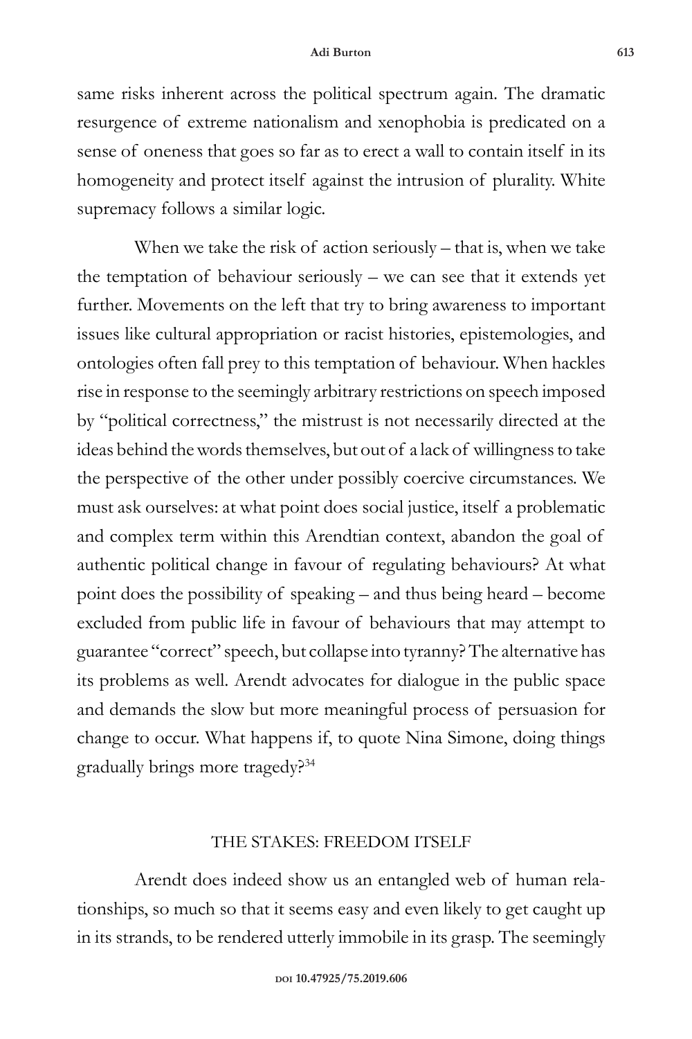same risks inherent across the political spectrum again. The dramatic resurgence of extreme nationalism and xenophobia is predicated on a sense of oneness that goes so far as to erect a wall to contain itself in its homogeneity and protect itself against the intrusion of plurality. White supremacy follows a similar logic.

When we take the risk of action seriously – that is, when we take the temptation of behaviour seriously – we can see that it extends yet further. Movements on the left that try to bring awareness to important issues like cultural appropriation or racist histories, epistemologies, and ontologies often fall prey to this temptation of behaviour. When hackles rise in response to the seemingly arbitrary restrictions on speech imposed by "political correctness," the mistrust is not necessarily directed at the ideas behind the words themselves, but out of a lack of willingness to take the perspective of the other under possibly coercive circumstances. We must ask ourselves: at what point does social justice, itself a problematic and complex term within this Arendtian context, abandon the goal of authentic political change in favour of regulating behaviours? At what point does the possibility of speaking – and thus being heard – become excluded from public life in favour of behaviours that may attempt to guarantee "correct" speech, but collapse into tyranny? The alternative has its problems as well. Arendt advocates for dialogue in the public space and demands the slow but more meaningful process of persuasion for change to occur. What happens if, to quote Nina Simone, doing things gradually brings more tragedy?[34]

## THE STAKES: FREEDOM ITSELF

Arendt does indeed show us an entangled web of human relationships, so much so that it seems easy and even likely to get caught up in its strands, to be rendered utterly immobile in its grasp. The seemingly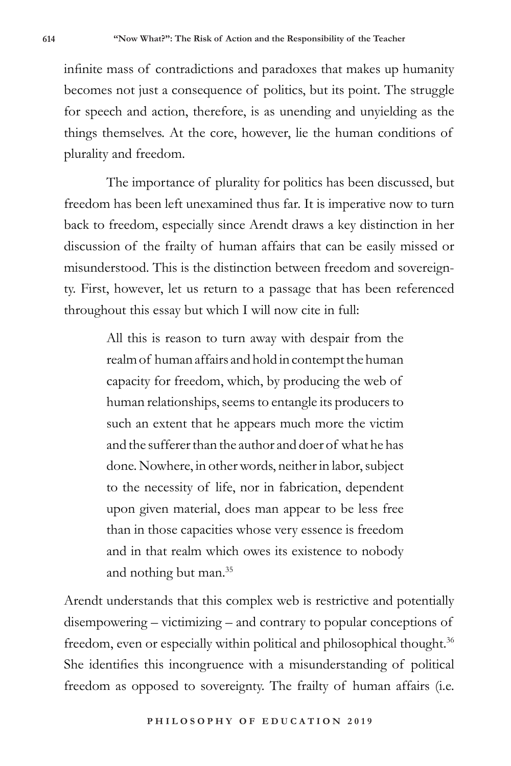infinite mass of contradictions and paradoxes that makes up humanity becomes not just a consequence of politics, but its point. The struggle for speech and action, therefore, is as unending and unyielding as the things themselves. At the core, however, lie the human conditions of plurality and freedom.

The importance of plurality for politics has been discussed, but freedom has been left unexamined thus far. It is imperative now to turn back to freedom, especially since Arendt draws a key distinction in her discussion of the frailty of human affairs that can be easily missed or misunderstood. This is the distinction between freedom and sovereignty. First, however, let us return to a passage that has been referenced throughout this essay but which I will now cite in full:

> All this is reason to turn away with despair from the realm of human affairs and hold in contempt the human capacity for freedom, which, by producing the web of human relationships, seems to entangle its producers to such an extent that he appears much more the victim and the sufferer than the author and doer of what he has done. Nowhere, in other words, neither in labor, subject to the necessity of life, nor in fabrication, dependent upon given material, does man appear to be less free than in those capacities whose very essence is freedom and in that realm which owes its existence to nobody and nothing but man.[35]

Arendt understands that this complex web is restrictive and potentially disempowering – victimizing – and contrary to popular conceptions of freedom, even or especially within political and philosophical thought.[36] She identifies this incongruence with a misunderstanding of political freedom as opposed to sovereignty. The frailty of human affairs (i.e.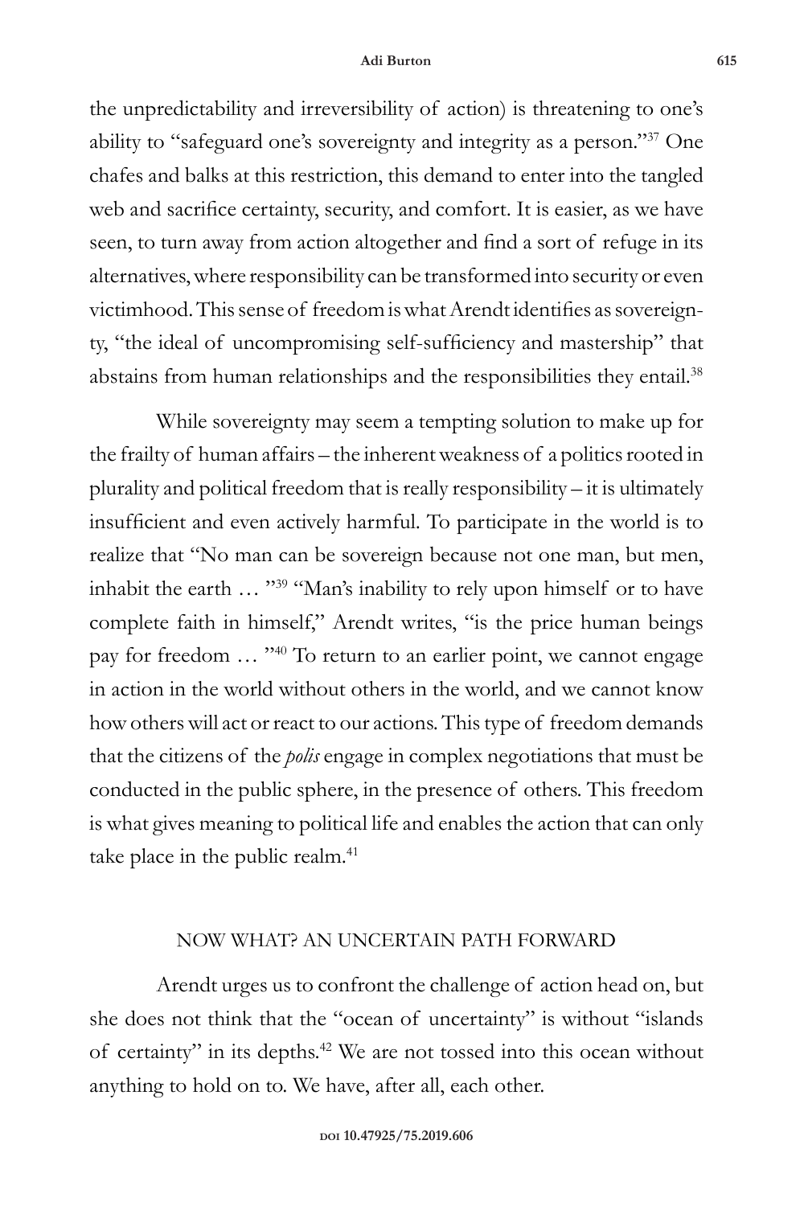the unpredictability and irreversibility of action) is threatening to one's ability to "safeguard one's sovereignty and integrity as a person."[37] One chafes and balks at this restriction, this demand to enter into the tangled web and sacrifice certainty, security, and comfort. It is easier, as we have seen, to turn away from action altogether and find a sort of refuge in its alternatives, where responsibility can be transformed into security or even victimhood. This sense of freedom is what Arendt identifies as sovereignty, "the ideal of uncompromising self-sufficiency and mastership" that abstains from human relationships and the responsibilities they entail.[38]

While sovereignty may seem a tempting solution to make up for the frailty of human affairs – the inherent weakness of a politics rooted in plurality and political freedom that is really responsibility – it is ultimately insufficient and even actively harmful. To participate in the world is to realize that "No man can be sovereign because not one man, but men, inhabit the earth … "[39] "Man's inability to rely upon himself or to have complete faith in himself," Arendt writes, "is the price human beings pay for freedom … "[40] To return to an earlier point, we cannot engage in action in the world without others in the world, and we cannot know how others will act or react to our actions. This type of freedom demands that the citizens of the *polis* engage in complex negotiations that must be conducted in the public sphere, in the presence of others. This freedom is what gives meaning to political life and enables the action that can only take place in the public realm.[41]

## NOW WHAT? AN UNCERTAIN PATH FORWARD

Arendt urges us to confront the challenge of action head on, but she does not think that the "ocean of uncertainty" is without "islands of certainty" in its depths.[42] We are not tossed into this ocean without anything to hold on to. We have, after all, each other.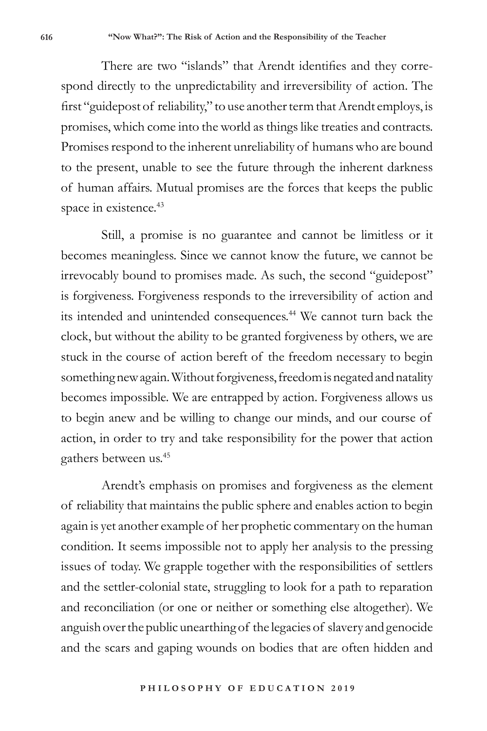There are two "islands" that Arendt identifies and they correspond directly to the unpredictability and irreversibility of action. The first "guidepost of reliability," to use another term that Arendt employs, is promises, which come into the world as things like treaties and contracts. Promises respond to the inherent unreliability of humans who are bound to the present, unable to see the future through the inherent darkness of human affairs. Mutual promises are the forces that keeps the public space in existence.[43]

Still, a promise is no guarantee and cannot be limitless or it becomes meaningless. Since we cannot know the future, we cannot be irrevocably bound to promises made. As such, the second "guidepost" is forgiveness. Forgiveness responds to the irreversibility of action and its intended and unintended consequences.[44] We cannot turn back the clock, but without the ability to be granted forgiveness by others, we are stuck in the course of action bereft of the freedom necessary to begin something new again. Without forgiveness, freedom is negated and natality becomes impossible. We are entrapped by action. Forgiveness allows us to begin anew and be willing to change our minds, and our course of action, in order to try and take responsibility for the power that action gathers between us.[45]

Arendt's emphasis on promises and forgiveness as the element of reliability that maintains the public sphere and enables action to begin again is yet another example of her prophetic commentary on the human condition. It seems impossible not to apply her analysis to the pressing issues of today. We grapple together with the responsibilities of settlers and the settler-colonial state, struggling to look for a path to reparation and reconciliation (or one or neither or something else altogether). We anguish over the public unearthing of the legacies of slavery and genocide and the scars and gaping wounds on bodies that are often hidden and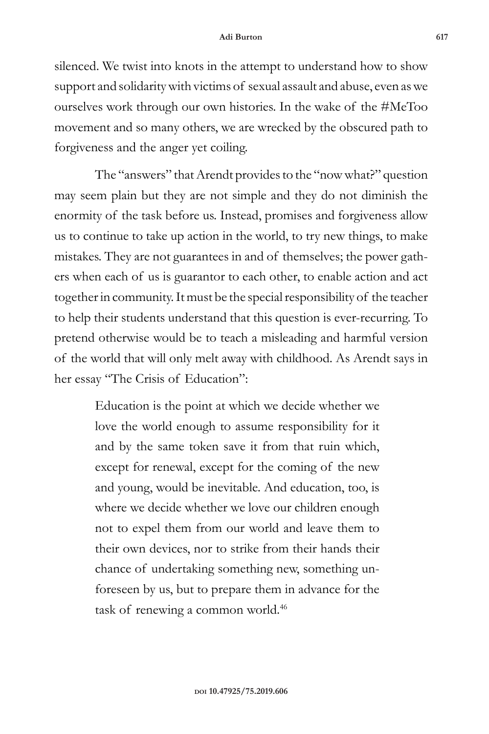silenced. We twist into knots in the attempt to understand how to show support and solidarity with victims of sexual assault and abuse, even as we ourselves work through our own histories. In the wake of the #MeToo movement and so many others, we are wrecked by the obscured path to forgiveness and the anger yet coiling.

The "answers" that Arendt provides to the "now what?" question may seem plain but they are not simple and they do not diminish the enormity of the task before us. Instead, promises and forgiveness allow us to continue to take up action in the world, to try new things, to make mistakes. They are not guarantees in and of themselves; the power gathers when each of us is guarantor to each other, to enable action and act together in community. It must be the special responsibility of the teacher to help their students understand that this question is ever-recurring. To pretend otherwise would be to teach a misleading and harmful version of the world that will only melt away with childhood. As Arendt says in her essay "The Crisis of Education":

> Education is the point at which we decide whether we love the world enough to assume responsibility for it and by the same token save it from that ruin which, except for renewal, except for the coming of the new and young, would be inevitable. And education, too, is where we decide whether we love our children enough not to expel them from our world and leave them to their own devices, nor to strike from their hands their chance of undertaking something new, something unforeseen by us, but to prepare them in advance for the task of renewing a common world.[46]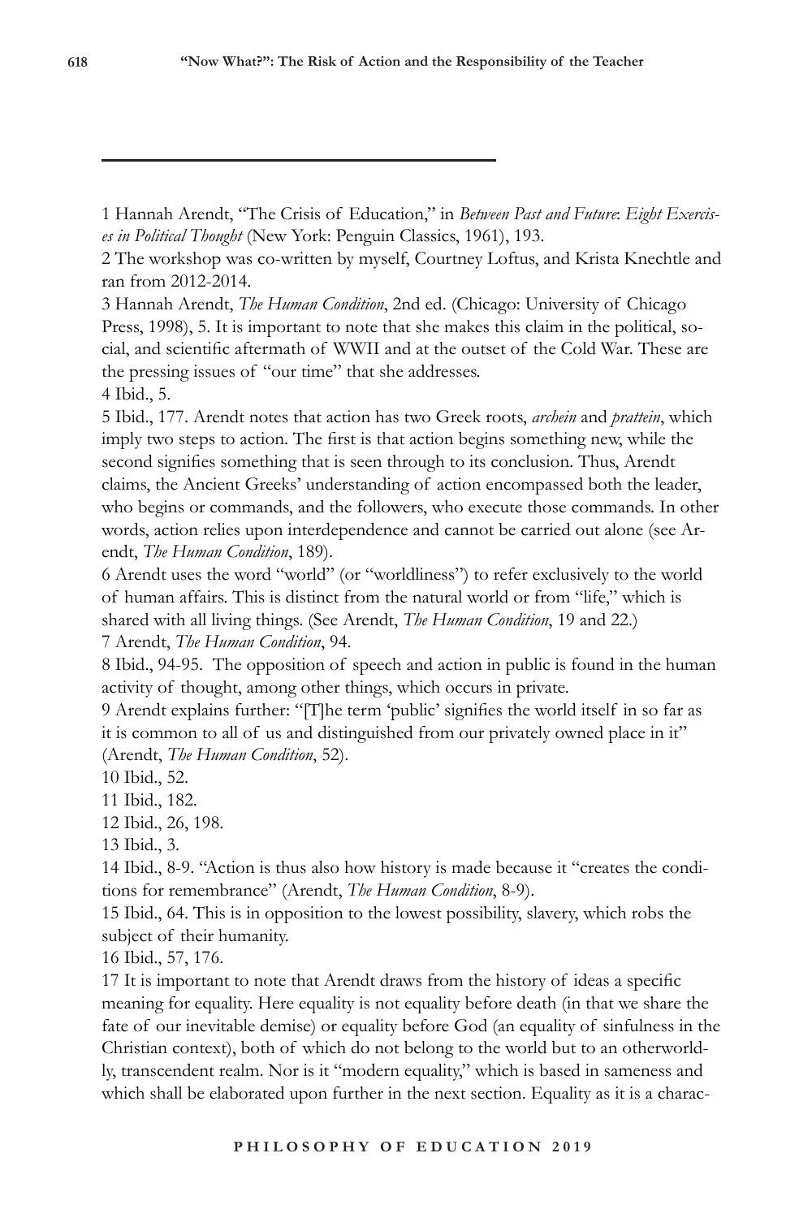1 Hannah Arendt, "The Crisis of Education," in *Between Past and Future: Eight Exercises in Political Thought* (New York: Penguin Classics, 1961), 193.

2 The workshop was co-written by myself, Courtney Loftus, and Krista Knechtle and ran from 2012-2014.

3 Hannah Arendt, *The Human Condition*, 2nd ed. (Chicago: University of Chicago Press, 1998), 5. It is important to note that she makes this claim in the political, social, and scientific aftermath of WWII and at the outset of the Cold War. These are the pressing issues of "our time" that she addresses.

4 Ibid., 5.

5 Ibid., 177. Arendt notes that action has two Greek roots, *archein* and *prattein*, which imply two steps to action. The first is that action begins something new, while the second signifies something that is seen through to its conclusion. Thus, Arendt claims, the Ancient Greeks' understanding of action encompassed both the leader, who begins or commands, and the followers, who execute those commands. In other words, action relies upon interdependence and cannot be carried out alone (see Arendt, *The Human Condition*, 189).

6 Arendt uses the word "world" (or "worldliness") to refer exclusively to the world of human affairs. This is distinct from the natural world or from "life," which is shared with all living things. (See Arendt, *The Human Condition*, 19 and 22.)

7 Arendt, *The Human Condition*, 94.

8 Ibid., 94-95. The opposition of speech and action in public is found in the human activity of thought, among other things, which occurs in private.

9 Arendt explains further: "[T]he term 'public' signifies the world itself in so far as it is common to all of us and distinguished from our privately owned place in it" (Arendt, *The Human Condition*, 52).

10 Ibid., 52.

11 Ibid., 182.

12 Ibid., 26, 198.

13 Ibid., 3.

14 Ibid., 8-9. "Action is thus also how history is made because it "creates the conditions for remembrance" (Arendt, *The Human Condition*, 8-9).

15 Ibid., 64. This is in opposition to the lowest possibility, slavery, which robs the subject of their humanity.

16 Ibid., 57, 176.

17 It is important to note that Arendt draws from the history of ideas a specific meaning for equality. Here equality is not equality before death (in that we share the fate of our inevitable demise) or equality before God (an equality of sinfulness in the Christian context), both of which do not belong to the world but to an otherworldly, transcendent realm. Nor is it "modern equality," which is based in sameness and which shall be elaborated upon further in the next section. Equality as it is a charac-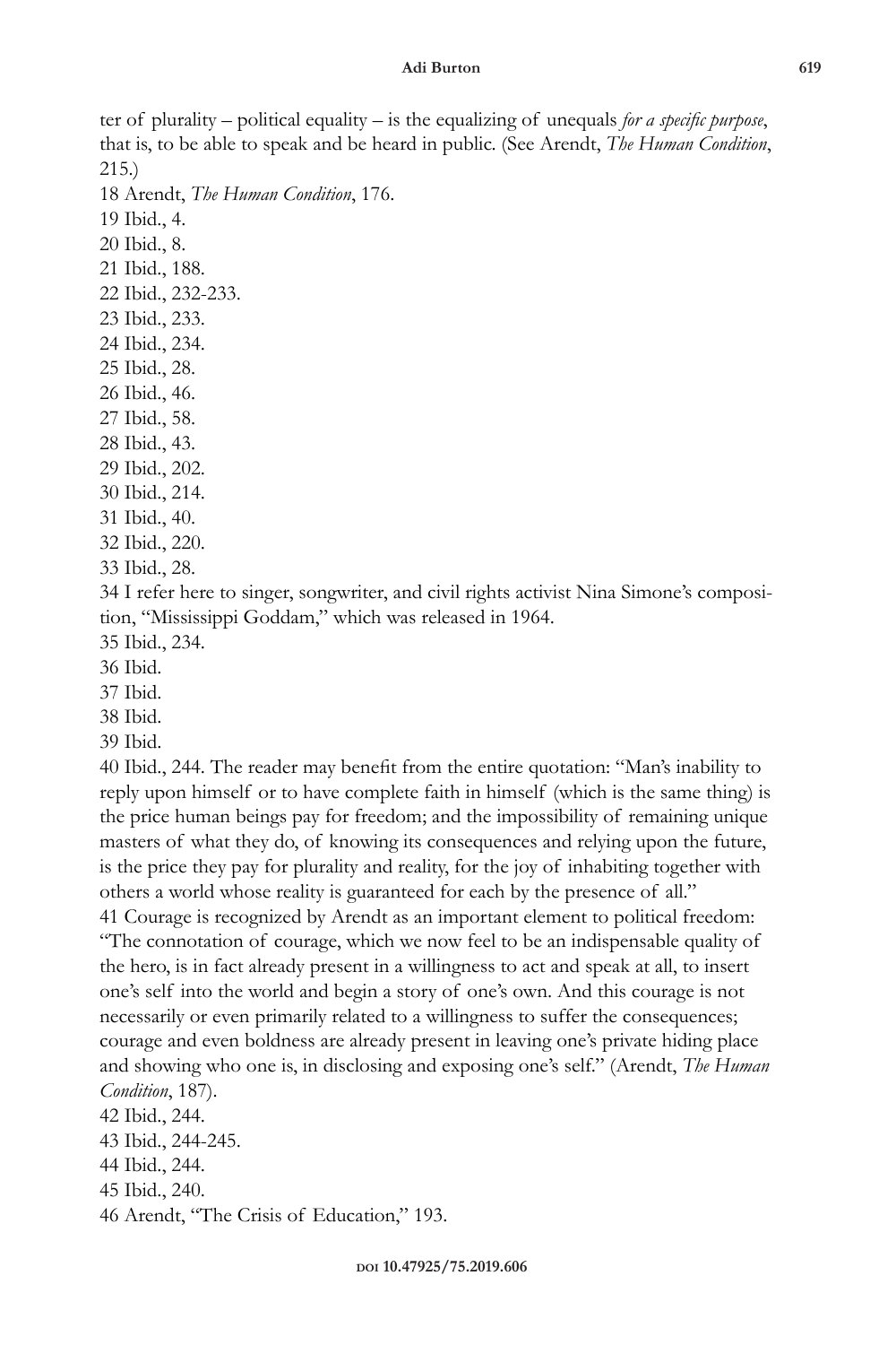ter of plurality – political equality – is the equalizing of unequals *for a specific purpose*, that is, to be able to speak and be heard in public. (See Arendt, *The Human Condition*, 215.)

18 Arendt, *The Human Condition*, 176.

19 Ibid., 4.

20 Ibid., 8.

21 Ibid., 188.

22 Ibid., 232-233.

23 Ibid., 233.

24 Ibid., 234.

25 Ibid., 28.

26 Ibid., 46.

27 Ibid., 58.

28 Ibid., 43.

29 Ibid., 202.

30 Ibid., 214.

31 Ibid., 40.

32 Ibid., 220.

33 Ibid., 28.

34 I refer here to singer, songwriter, and civil rights activist Nina Simone's composition, "Mississippi Goddam," which was released in 1964.

35 Ibid., 234.

36 Ibid.

37 Ibid.

38 Ibid.

39 Ibid.

40 Ibid., 244. The reader may benefit from the entire quotation: "Man's inability to reply upon himself or to have complete faith in himself (which is the same thing) is the price human beings pay for freedom; and the impossibility of remaining unique masters of what they do, of knowing its consequences and relying upon the future, is the price they pay for plurality and reality, for the joy of inhabiting together with others a world whose reality is guaranteed for each by the presence of all."

41 Courage is recognized by Arendt as an important element to political freedom: "The connotation of courage, which we now feel to be an indispensable quality of the hero, is in fact already present in a willingness to act and speak at all, to insert one's self into the world and begin a story of one's own. And this courage is not necessarily or even primarily related to a willingness to suffer the consequences; courage and even boldness are already present in leaving one's private hiding place and showing who one is, in disclosing and exposing one's self." (Arendt, *The Human Condition*, 187).

42 Ibid., 244.

43 Ibid., 244-245.

44 Ibid., 244.

45 Ibid., 240.

46 Arendt, "The Crisis of Education," 193.